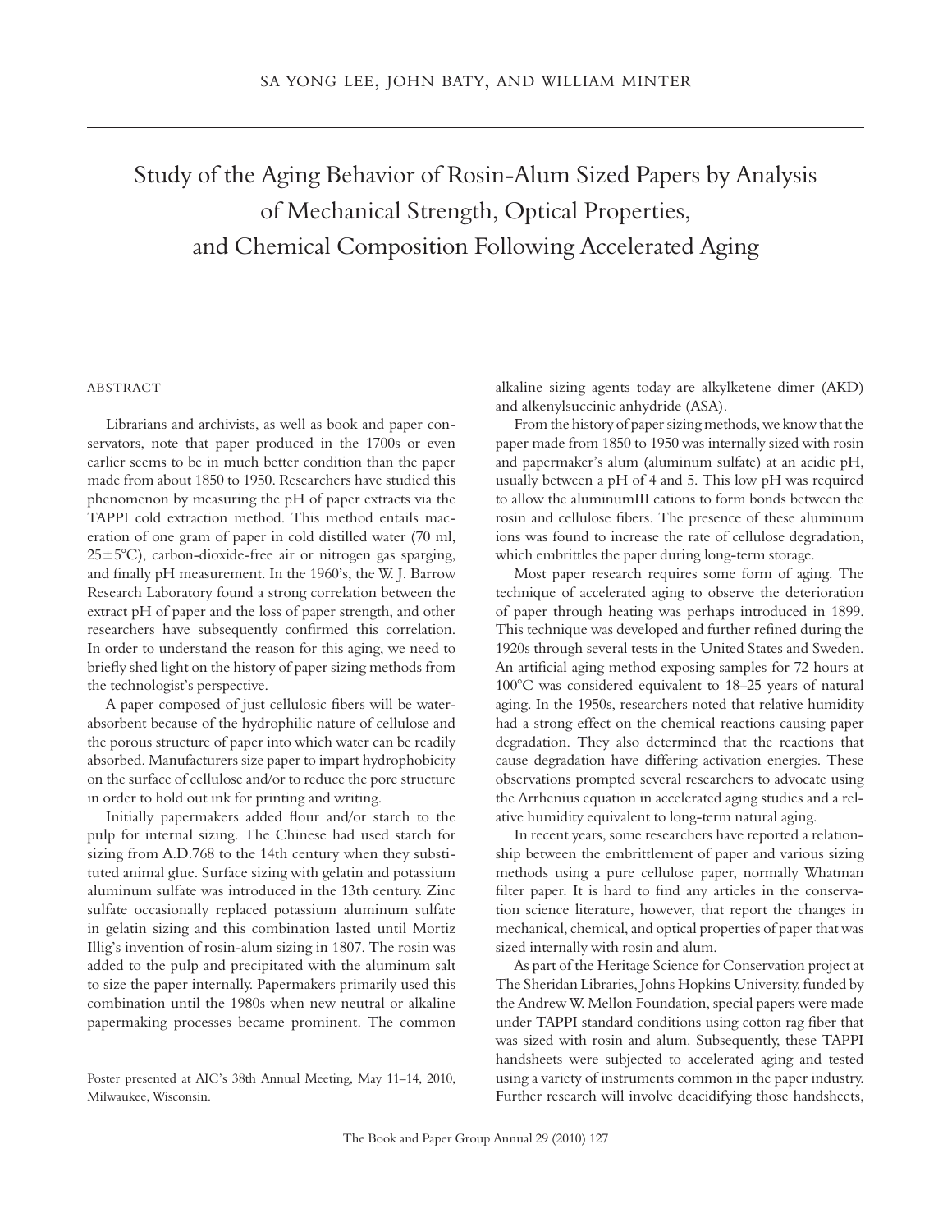SA YONG LEE, JOHN BATY, AND WILLIAM MINTER

# Study of the Aging Behavior of Rosin-Alum Sized Papers by Analysis of Mechanical Strength, Optical Properties, and Chemical Composition Following Accelerated Aging

## ABSTRACT

Librarians and archivists, as well as book and paper conservators, note that paper produced in the 1700s or even earlier seems to be in much better condition than the paper made from about 1850 to 1950. Researchers have studied this phenomenon by measuring the pH of paper extracts via the TAPPI cold extraction method. This method entails maceration of one gram of paper in cold distilled water (70 ml, 25±5°C), carbon-dioxide-free air or nitrogen gas sparging, and finally pH measurement. In the 1960's, the W. J. Barrow Research Laboratory found a strong correlation between the extract pH of paper and the loss of paper strength, and other researchers have subsequently confirmed this correlation. In order to understand the reason for this aging, we need to briefly shed light on the history of paper sizing methods from the technologist's perspective.

A paper composed of just cellulosic fibers will be water-absorbent because of the hydrophilic nature of cellulose and the porous structure of paper into which water can be readily absorbed. Manufacturers size paper to impart hydrophobicity on the surface of cellulose and/or to reduce the pore structure in order to hold out ink for printing and writing.

Initially papermakers added flour and/or starch to the pulp for internal sizing. The Chinese had used starch for sizing from A.D.768 to the 14th century when they substituted animal glue. Surface sizing with gelatin and potassium aluminum sulfate was introduced in the 13th century. Zinc sulfate occasionally replaced potassium aluminum sulfate in gelatin sizing and this combination lasted until Mortiz Illig's invention of rosin-alum sizing in 1807. The rosin was added to the pulp and precipitated with the aluminum salt to size the paper internally. Papermakers primarily used this combination until the 1980s when new neutral or alkaline papermaking processes became prominent. The common alkaline sizing agents today are alkylketene dimer (AKD) and alkenylsuccinic anhydride (ASA).

From the history of paper sizing methods, we know that the paper made from 1850 to 1950 was internally sized with rosin and papermaker's alum (aluminum sulfate) at an acidic pH, usually between a pH of 4 and 5. This low pH was required to allow the aluminumIII cations to form bonds between the rosin and cellulose fibers. The presence of these aluminum ions was found to increase the rate of cellulose degradation, which embrittles the paper during long-term storage.

Most paper research requires some form of aging. The technique of accelerated aging to observe the deterioration of paper through heating was perhaps introduced in 1899. This technique was developed and further refined during the 1920s through several tests in the United States and Sweden. An artificial aging method exposing samples for 72 hours at 100°C was considered equivalent to 18–25 years of natural aging. In the 1950s, researchers noted that relative humidity had a strong effect on the chemical reactions causing paper degradation. They also determined that the reactions that cause degradation have differing activation energies. These observations prompted several researchers to advocate using the Arrhenius equation in accelerated aging studies and a relative humidity equivalent to long-term natural aging.

In recent years, some researchers have reported a relationship between the embrittlement of paper and various sizing methods using a pure cellulose paper, normally Whatman filter paper. It is hard to find any articles in the conservation science literature, however, that report the changes in mechanical, chemical, and optical properties of paper that was sized internally with rosin and alum.

As part of the Heritage Science for Conservation project at The Sheridan Libraries, Johns Hopkins University, funded by the Andrew W. Mellon Foundation, special papers were made under TAPPI standard conditions using cotton rag fiber that was sized with rosin and alum. Subsequently, these TAPPI handsheets were subjected to accelerated aging and tested using a variety of instruments common in the paper industry. Further research will involve deacidifying those handsheets,

---

Poster presented at AIC's 38th Annual Meeting, May 11–14, 2010, Milwaukee, Wisconsin.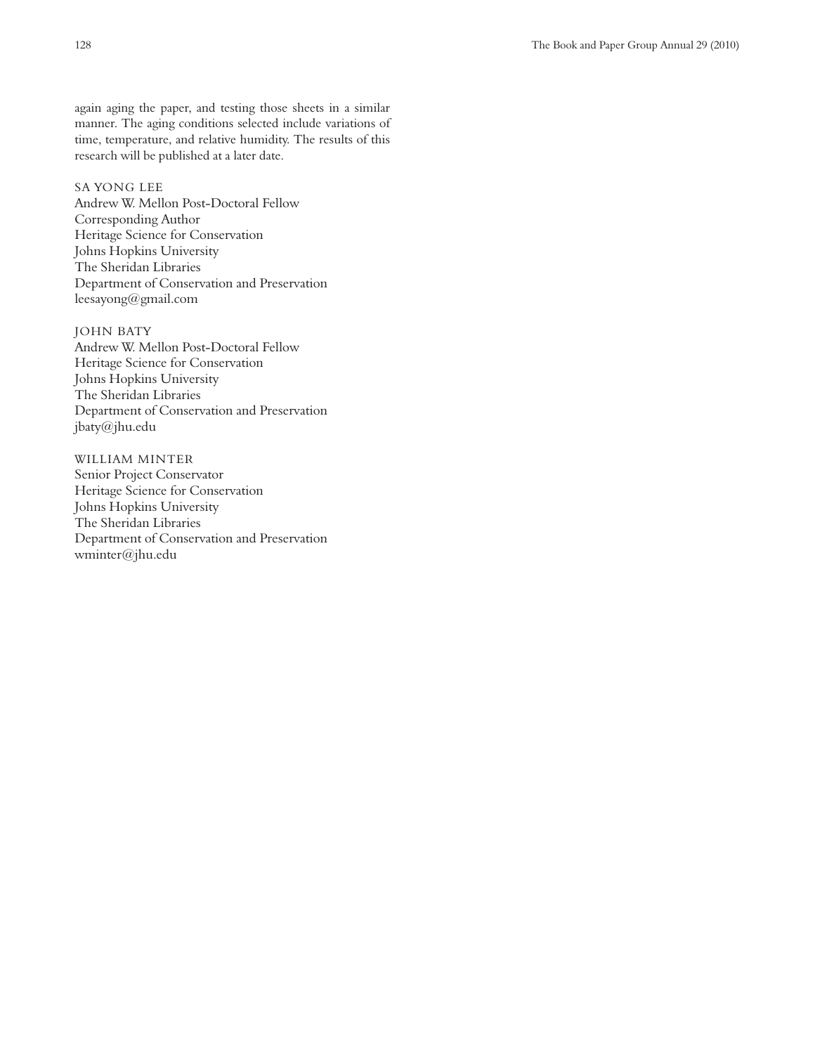again aging the paper, and testing those sheets in a similar manner. The aging conditions selected include variations of time, temperature, and relative humidity. The results of this research will be published at a later date.

SA YONG LEE
Andrew W. Mellon Post-Doctoral Fellow
Corresponding Author
Heritage Science for Conservation
Johns Hopkins University
The Sheridan Libraries
Department of Conservation and Preservation
leesayong@gmail.com

JOHN BATY
Andrew W. Mellon Post-Doctoral Fellow
Heritage Science for Conservation
Johns Hopkins University
The Sheridan Libraries
Department of Conservation and Preservation
jbaty@jhu.edu

WILLIAM MINTER
Senior Project Conservator
Heritage Science for Conservation
Johns Hopkins University
The Sheridan Libraries
Department of Conservation and Preservation
wminter@jhu.edu